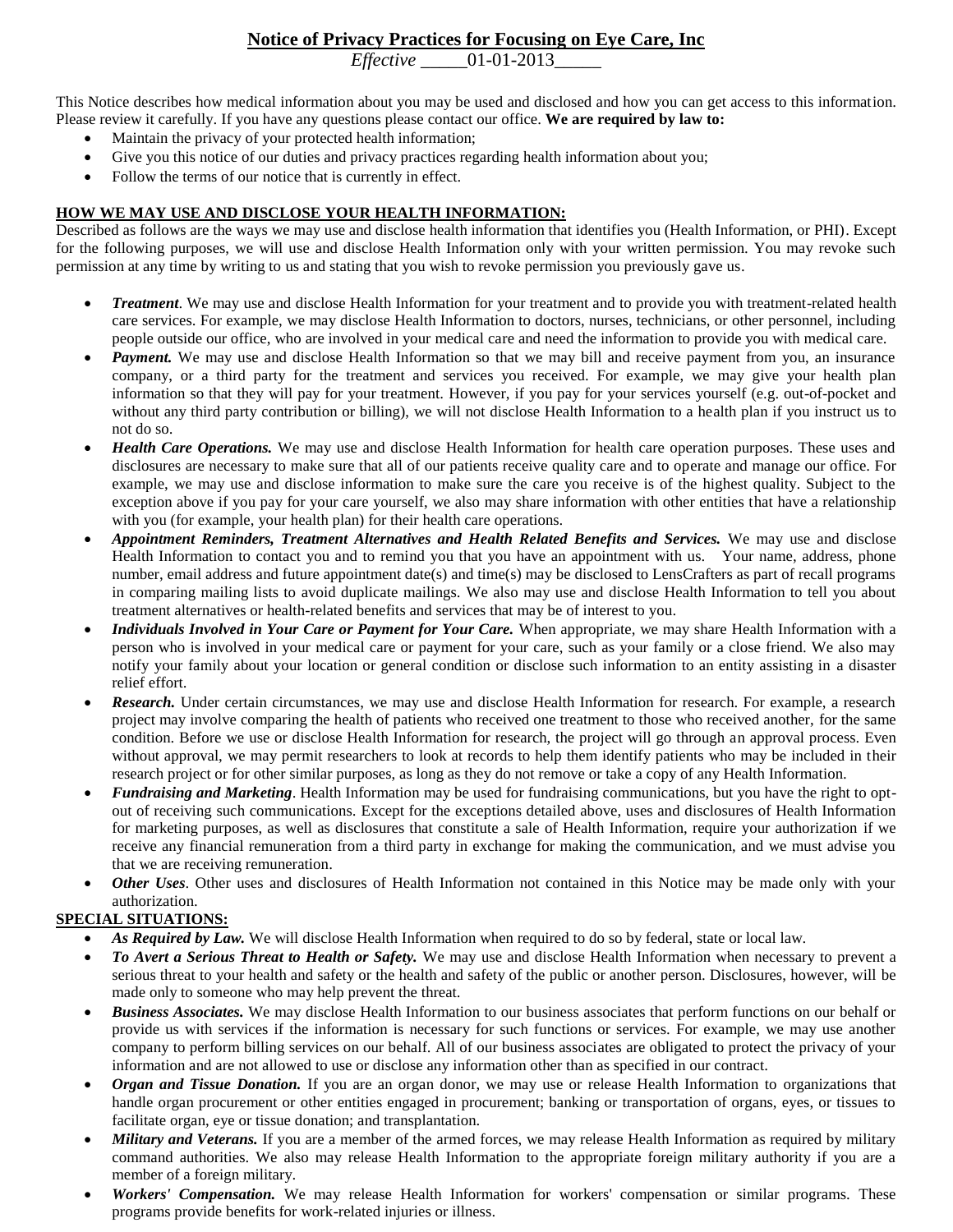# Notice of Privacy Practices for Focusing on Eye Care, Inc

*Effective* _____01-01-2013_____

This Notice describes how medical information about you may be used and disclosed and how you can get access to this information. Please review it carefully. If you have any questions please contact our office. **We are required by law to:**

- Maintain the privacy of your protected health information;
- Give you this notice of our duties and privacy practices regarding health information about you;
- Follow the terms of our notice that is currently in effect.

## HOW WE MAY USE AND DISCLOSE YOUR HEALTH INFORMATION:

Described as follows are the ways we may use and disclose health information that identifies you (Health Information, or PHI). Except for the following purposes, we will use and disclose Health Information only with your written permission. You may revoke such permission at any time by writing to us and stating that you wish to revoke permission you previously gave us.

- ***Treatment***. We may use and disclose Health Information for your treatment and to provide you with treatment-related health care services. For example, we may disclose Health Information to doctors, nurses, technicians, or other personnel, including people outside our office, who are involved in your medical care and need the information to provide you with medical care.
- ***Payment.*** We may use and disclose Health Information so that we may bill and receive payment from you, an insurance company, or a third party for the treatment and services you received. For example, we may give your health plan information so that they will pay for your treatment. However, if you pay for your services yourself (e.g. out-of-pocket and without any third party contribution or billing), we will not disclose Health Information to a health plan if you instruct us to not do so.
- ***Health Care Operations.*** We may use and disclose Health Information for health care operation purposes. These uses and disclosures are necessary to make sure that all of our patients receive quality care and to operate and manage our office. For example, we may use and disclose information to make sure the care you receive is of the highest quality. Subject to the exception above if you pay for your care yourself, we also may share information with other entities that have a relationship with you (for example, your health plan) for their health care operations.
- ***Appointment Reminders, Treatment Alternatives and Health Related Benefits and Services.*** We may use and disclose Health Information to contact you and to remind you that you have an appointment with us. Your name, address, phone number, email address and future appointment date(s) and time(s) may be disclosed to LensCrafters as part of recall programs in comparing mailing lists to avoid duplicate mailings. We also may use and disclose Health Information to tell you about treatment alternatives or health-related benefits and services that may be of interest to you.
- ***Individuals Involved in Your Care or Payment for Your Care.*** When appropriate, we may share Health Information with a person who is involved in your medical care or payment for your care, such as your family or a close friend. We also may notify your family about your location or general condition or disclose such information to an entity assisting in a disaster relief effort.
- ***Research.*** Under certain circumstances, we may use and disclose Health Information for research. For example, a research project may involve comparing the health of patients who received one treatment to those who received another, for the same condition. Before we use or disclose Health Information for research, the project will go through an approval process. Even without approval, we may permit researchers to look at records to help them identify patients who may be included in their research project or for other similar purposes, as long as they do not remove or take a copy of any Health Information.
- ***Fundraising and Marketing***. Health Information may be used for fundraising communications, but you have the right to opt-out of receiving such communications. Except for the exceptions detailed above, uses and disclosures of Health Information for marketing purposes, as well as disclosures that constitute a sale of Health Information, require your authorization if we receive any financial remuneration from a third party in exchange for making the communication, and we must advise you that we are receiving remuneration.
- ***Other Uses***. Other uses and disclosures of Health Information not contained in this Notice may be made only with your authorization.

## SPECIAL SITUATIONS:

- ***As Required by Law.*** We will disclose Health Information when required to do so by federal, state or local law.
- ***To Avert a Serious Threat to Health or Safety.*** We may use and disclose Health Information when necessary to prevent a serious threat to your health and safety or the health and safety of the public or another person. Disclosures, however, will be made only to someone who may help prevent the threat.
- ***Business Associates.*** We may disclose Health Information to our business associates that perform functions on our behalf or provide us with services if the information is necessary for such functions or services. For example, we may use another company to perform billing services on our behalf. All of our business associates are obligated to protect the privacy of your information and are not allowed to use or disclose any information other than as specified in our contract.
- ***Organ and Tissue Donation.*** If you are an organ donor, we may use or release Health Information to organizations that handle organ procurement or other entities engaged in procurement; banking or transportation of organs, eyes, or tissues to facilitate organ, eye or tissue donation; and transplantation.
- ***Military and Veterans.*** If you are a member of the armed forces, we may release Health Information as required by military command authorities. We also may release Health Information to the appropriate foreign military authority if you are a member of a foreign military.
- ***Workers' Compensation.*** We may release Health Information for workers' compensation or similar programs. These programs provide benefits for work-related injuries or illness.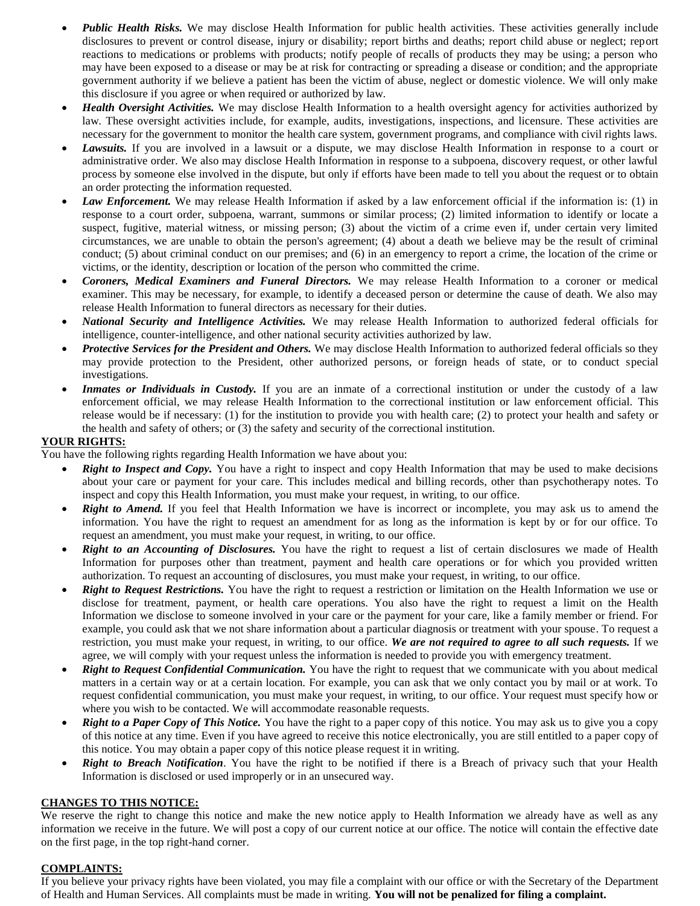- ***Public Health Risks.*** We may disclose Health Information for public health activities. These activities generally include disclosures to prevent or control disease, injury or disability; report births and deaths; report child abuse or neglect; report reactions to medications or problems with products; notify people of recalls of products they may be using; a person who may have been exposed to a disease or may be at risk for contracting or spreading a disease or condition; and the appropriate government authority if we believe a patient has been the victim of abuse, neglect or domestic violence. We will only make this disclosure if you agree or when required or authorized by law.
- ***Health Oversight Activities.*** We may disclose Health Information to a health oversight agency for activities authorized by law. These oversight activities include, for example, audits, investigations, inspections, and licensure. These activities are necessary for the government to monitor the health care system, government programs, and compliance with civil rights laws.
- ***Lawsuits.*** If you are involved in a lawsuit or a dispute, we may disclose Health Information in response to a court or administrative order. We also may disclose Health Information in response to a subpoena, discovery request, or other lawful process by someone else involved in the dispute, but only if efforts have been made to tell you about the request or to obtain an order protecting the information requested.
- ***Law Enforcement.*** We may release Health Information if asked by a law enforcement official if the information is: (1) in response to a court order, subpoena, warrant, summons or similar process; (2) limited information to identify or locate a suspect, fugitive, material witness, or missing person; (3) about the victim of a crime even if, under certain very limited circumstances, we are unable to obtain the person's agreement; (4) about a death we believe may be the result of criminal conduct; (5) about criminal conduct on our premises; and (6) in an emergency to report a crime, the location of the crime or victims, or the identity, description or location of the person who committed the crime.
- ***Coroners, Medical Examiners and Funeral Directors.*** We may release Health Information to a coroner or medical examiner. This may be necessary, for example, to identify a deceased person or determine the cause of death. We also may release Health Information to funeral directors as necessary for their duties.
- ***National Security and Intelligence Activities.*** We may release Health Information to authorized federal officials for intelligence, counter-intelligence, and other national security activities authorized by law.
- ***Protective Services for the President and Others.*** We may disclose Health Information to authorized federal officials so they may provide protection to the President, other authorized persons, or foreign heads of state, or to conduct special investigations.
- ***Inmates or Individuals in Custody.*** If you are an inmate of a correctional institution or under the custody of a law enforcement official, we may release Health Information to the correctional institution or law enforcement official. This release would be if necessary: (1) for the institution to provide you with health care; (2) to protect your health and safety or the health and safety of others; or (3) the safety and security of the correctional institution.

**YOUR RIGHTS:**

You have the following rights regarding Health Information we have about you:

- ***Right to Inspect and Copy.*** You have a right to inspect and copy Health Information that may be used to make decisions about your care or payment for your care. This includes medical and billing records, other than psychotherapy notes. To inspect and copy this Health Information, you must make your request, in writing, to our office.
- ***Right to Amend.*** If you feel that Health Information we have is incorrect or incomplete, you may ask us to amend the information. You have the right to request an amendment for as long as the information is kept by or for our office. To request an amendment, you must make your request, in writing, to our office.
- ***Right to an Accounting of Disclosures.*** You have the right to request a list of certain disclosures we made of Health Information for purposes other than treatment, payment and health care operations or for which you provided written authorization. To request an accounting of disclosures, you must make your request, in writing, to our office.
- ***Right to Request Restrictions.*** You have the right to request a restriction or limitation on the Health Information we use or disclose for treatment, payment, or health care operations. You also have the right to request a limit on the Health Information we disclose to someone involved in your care or the payment for your care, like a family member or friend. For example, you could ask that we not share information about a particular diagnosis or treatment with your spouse. To request a restriction, you must make your request, in writing, to our office. ***We are not required to agree to all such requests.*** If we agree, we will comply with your request unless the information is needed to provide you with emergency treatment.
- ***Right to Request Confidential Communication.*** You have the right to request that we communicate with you about medical matters in a certain way or at a certain location. For example, you can ask that we only contact you by mail or at work. To request confidential communication, you must make your request, in writing, to our office. Your request must specify how or where you wish to be contacted. We will accommodate reasonable requests.
- ***Right to a Paper Copy of This Notice.*** You have the right to a paper copy of this notice. You may ask us to give you a copy of this notice at any time. Even if you have agreed to receive this notice electronically, you are still entitled to a paper copy of this notice. You may obtain a paper copy of this notice please request it in writing.
- ***Right to Breach Notification***. You have the right to be notified if there is a Breach of privacy such that your Health Information is disclosed or used improperly or in an unsecured way.

**CHANGES TO THIS NOTICE:**

We reserve the right to change this notice and make the new notice apply to Health Information we already have as well as any information we receive in the future. We will post a copy of our current notice at our office. The notice will contain the effective date on the first page, in the top right-hand corner.

**COMPLAINTS:**

If you believe your privacy rights have been violated, you may file a complaint with our office or with the Secretary of the Department of Health and Human Services. All complaints must be made in writing. **You will not be penalized for filing a complaint.**